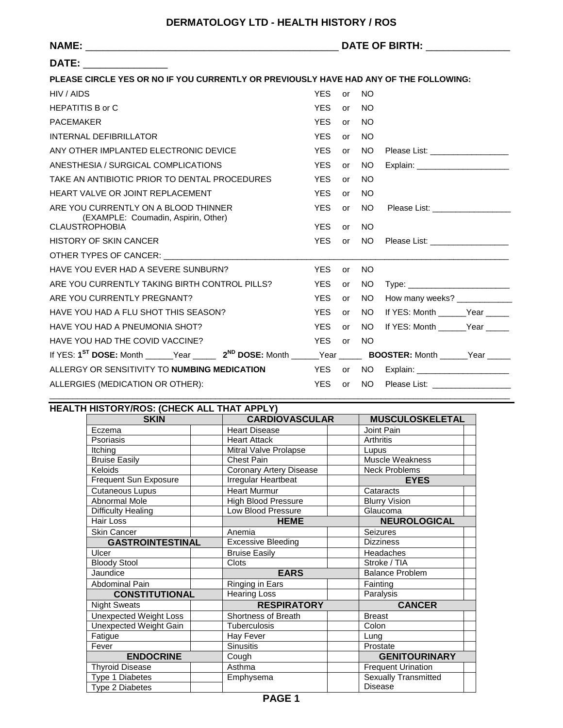# DERMATOLOGY LTD - HEALTH HISTORY / ROS

**NAME:** ______________________________________________ **DATE OF BIRTH:** ______________

**DATE:** _______________

**PLEASE CIRCLE YES OR NO IF YOU CURRENTLY OR PREVIOUSLY HAVE HAD ANY OF THE FOLLOWING:**

| | | |
|---|---|---|
| HIV / AIDS | YES or NO | |
| HEPATITIS B or C | YES or NO | |
| PACEMAKER | YES or NO | |
| INTERNAL DEFIBRILLATOR | YES or NO | |
| ANY OTHER IMPLANTED ELECTRONIC DEVICE | YES or NO | Please List: _________________ |
| ANESTHESIA / SURGICAL COMPLICATIONS | YES or NO | Explain: ____________________ |
| TAKE AN ANTIBIOTIC PRIOR TO DENTAL PROCEDURES | YES or NO | |
| HEART VALVE OR JOINT REPLACEMENT | YES or NO | |
| ARE YOU CURRENTLY ON A BLOOD THINNER (EXAMPLE: Coumadin, Aspirin, Other) | YES or NO | Please List: _________________ |
| CLAUSTROPHOBIA | YES or NO | |
| HISTORY OF SKIN CANCER | YES or NO | Please List: _________________ |

OTHER TYPES OF CANCER: ______________________________________________________________________

| | | |
|---|---|---|
| HAVE YOU EVER HAD A SEVERE SUNBURN? | YES or NO | |
| ARE YOU CURRENTLY TAKING BIRTH CONTROL PILLS? | YES or NO | Type: ______________________ |
| ARE YOU CURRENTLY PREGNANT? | YES or NO | How many weeks? ____________ |
| HAVE YOU HAD A FLU SHOT THIS SEASON? | YES or NO | If YES: Month ______Year _____ |
| HAVE YOU HAD A PNEUMONIA SHOT? | YES or NO | If YES: Month ______Year _____ |
| HAVE YOU HAD THE COVID VACCINE? | YES or NO | |

If YES: **1ST DOSE:** Month ______Year _____ **2ND DOSE:** Month ______Year _____ **BOOSTER:** Month ______Year _____

| | | |
|---|---|---|
| ALLERGY OR SENSITIVITY TO **NUMBING MEDICATION** | YES or NO | Explain: ____________________ |
| ALLERGIES (MEDICATION OR OTHER): | YES or NO | Please List: _________________ |

______________________________________________________________________________________________

## HEALTH HISTORY/ROS: (CHECK ALL THAT APPLY)

| SKIN | | CARDIOVASCULAR | | MUSCULOSKELETAL | |
|---|---|---|---|---|---|
| Eczema | | Heart Disease | | Joint Pain | |
| Psoriasis | | Heart Attack | | Arthritis | |
| Itching | | Mitral Valve Prolapse | | Lupus | |
| Bruise Easily | | Chest Pain | | Muscle Weakness | |
| Keloids | | Coronary Artery Disease | | Neck Problems | |
| Frequent Sun Exposure | | Irregular Heartbeat | | **EYES** | |
| Cutaneous Lupus | | Heart Murmur | | Cataracts | |
| Abnormal Mole | | High Blood Pressure | | Blurry Vision | |
| Difficulty Healing | | Low Blood Pressure | | Glaucoma | |
| Hair Loss | | **HEME** | | **NEUROLOGICAL** | |
| Skin Cancer | | Anemia | | Seizures | |
| **GASTROINTESTINAL** | | Excessive Bleeding | | Dizziness | |
| Ulcer | | Bruise Easily | | Headaches | |
| Bloody Stool | | Clots | | Stroke / TIA | |
| Jaundice | | **EARS** | | Balance Problem | |
| Abdominal Pain | | Ringing in Ears | | Fainting | |
| **CONSTITUTIONAL** | | Hearing Loss | | Paralysis | |
| Night Sweats | | **RESPIRATORY** | | **CANCER** | |
| Unexpected Weight Loss | | Shortness of Breath | | Breast | |
| Unexpected Weight Gain | | Tuberculosis | | Colon | |
| Fatigue | | Hay Fever | | Lung | |
| Fever | | Sinusitis | | Prostate | |
| **ENDOCRINE** | | Cough | | **GENITOURINARY** | |
| Thyroid Disease | | Asthma | | Frequent Urination | |
| Type 1 Diabetes | | Emphysema | | Sexually Transmitted Disease | |
| Type 2 Diabetes | | | | | |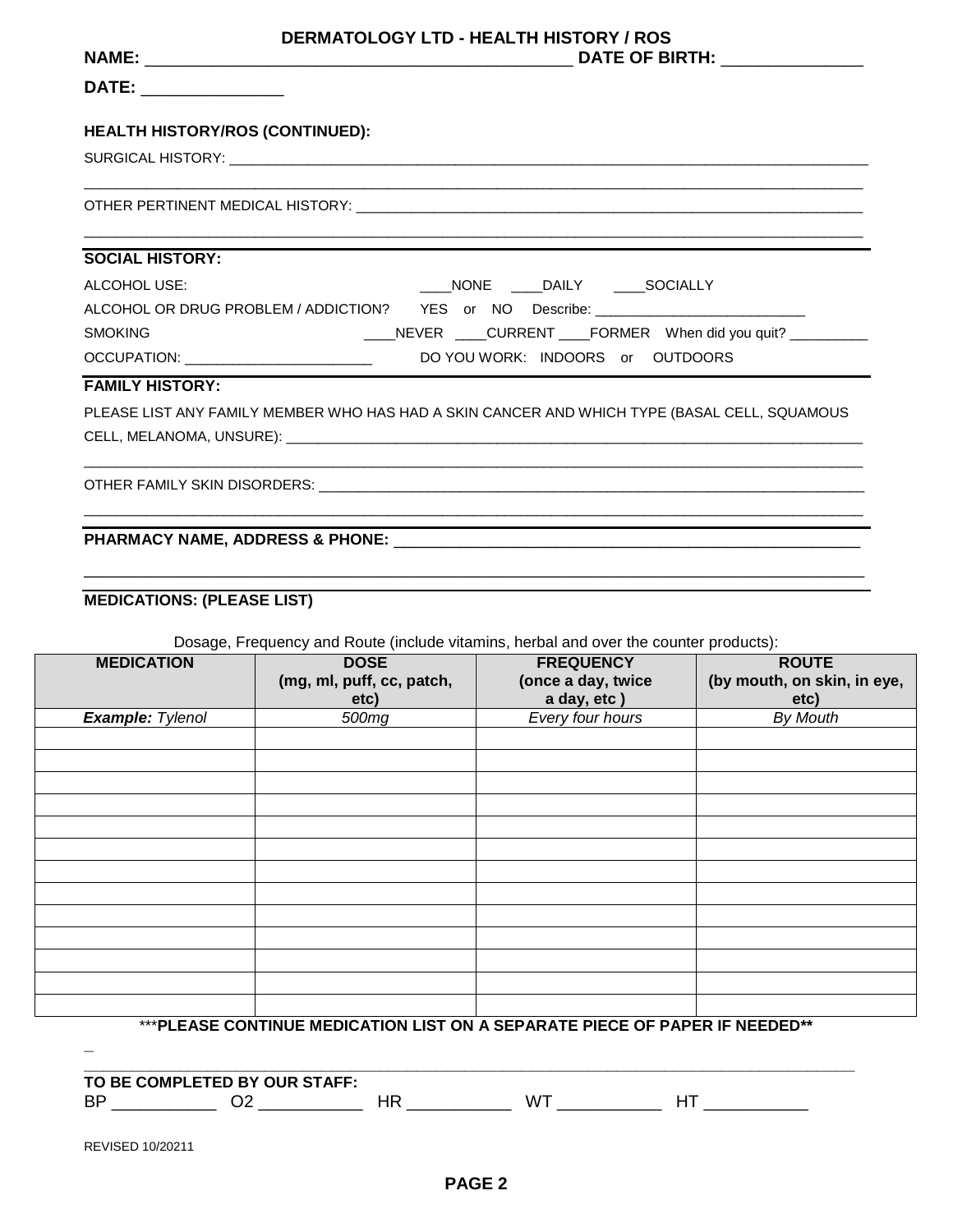## DERMATOLOGY LTD - HEALTH HISTORY / ROS

**NAME:** _____________________________________________ **DATE OF BIRTH:** _______________

**DATE:** _______________

### HEALTH HISTORY/ROS (CONTINUED):

SURGICAL HISTORY: ________________________________________________________________________________

__________________________________________________________________________________________________

OTHER PERTINENT MEDICAL HISTORY: _____________________________________________________________

__________________________________________________________________________________________________

### SOCIAL HISTORY:

ALCOHOL USE: ____NONE ____DAILY ____SOCIALLY

ALCOHOL OR DRUG PROBLEM / ADDICTION? YES or NO Describe: ___________________________

SMOKING ____NEVER ____CURRENT ____FORMER When did you quit? __________

OCCUPATION: ________________________ DO YOU WORK: INDOORS or OUTDOORS

### FAMILY HISTORY:

PLEASE LIST ANY FAMILY MEMBER WHO HAS HAD A SKIN CANCER AND WHICH TYPE (BASAL CELL, SQUAMOUS CELL, MELANOMA, UNSURE): ______________________________________________________________

__________________________________________________________________________________________________

OTHER FAMILY SKIN DISORDERS: ____________________________________________________________________

__________________________________________________________________________________________________

**PHARMACY NAME, ADDRESS & PHONE:** ______________________________________________________

__________________________________________________________________________________________________

### MEDICATIONS: (PLEASE LIST)

Dosage, Frequency and Route (include vitamins, herbal and over the counter products):

| MEDICATION | DOSE (mg, ml, puff, cc, patch, etc) | FREQUENCY (once a day, twice a day, etc ) | ROUTE (by mouth, on skin, in eye, etc) |
|---|---|---|---|
| ***Example:*** *Tylenol* | *500mg* | *Every four hours* | *By Mouth* |
| | | | |
| | | | |
| | | | |
| | | | |
| | | | |
| | | | |
| | | | |
| | | | |
| | | | |
| | | | |
| | | | |
| | | | |
| | | | |

\*\*\***PLEASE CONTINUE MEDICATION LIST ON A SEPARATE PIECE OF PAPER IF NEEDED\*\***

__________________________________________________________________________________________________

**TO BE COMPLETED BY OUR STAFF:**

BP ___________ O2 ___________ HR ___________ WT ___________ HT ___________

REVISED 10/20211